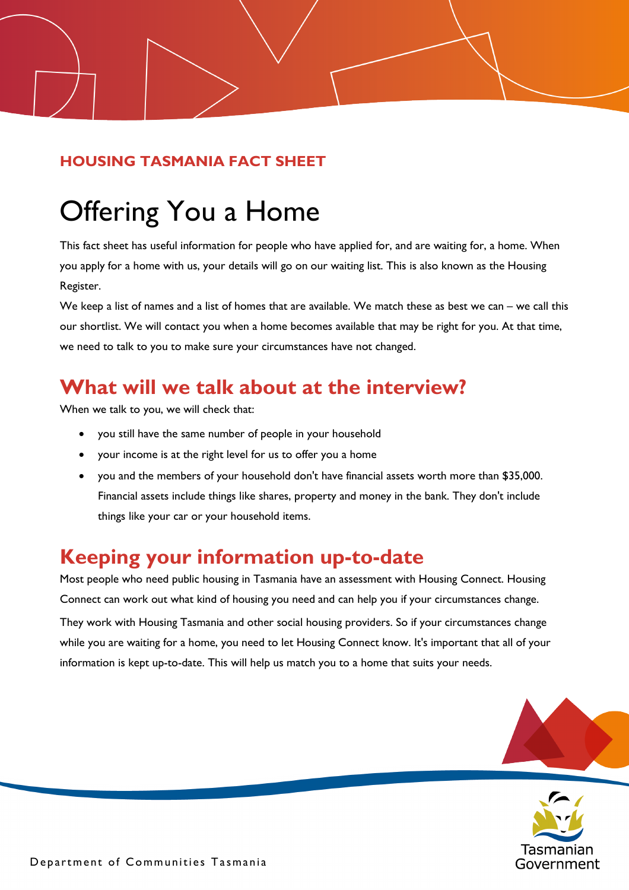**HOUSING TASMANIA FACT SHEET**

# Offering You a Home

This fact sheet has useful information for people who have applied for, and are waiting for, a home. When you apply for a home with us, your details will go on our waiting list. This is also known as the Housing Register.

We keep a list of names and a list of homes that are available. We match these as best we can – we call this our shortlist. We will contact you when a home becomes available that may be right for you. At that time, we need to talk to you to make sure your circumstances have not changed.

## What will we talk about at the interview?

When we talk to you, we will check that:

- you still have the same number of people in your household
- your income is at the right level for us to offer you a home
- you and the members of your household don't have financial assets worth more than $35,000. Financial assets include things like shares, property and money in the bank. They don't include things like your car or your household items.

## Keeping your information up-to-date

Most people who need public housing in Tasmania have an assessment with Housing Connect. Housing Connect can work out what kind of housing you need and can help you if your circumstances change.

They work with Housing Tasmania and other social housing providers. So if your circumstances change while you are waiting for a home, you need to let Housing Connect know. It's important that all of your information is kept up-to-date. This will help us match you to a home that suits your needs.

Department of Communities Tasmania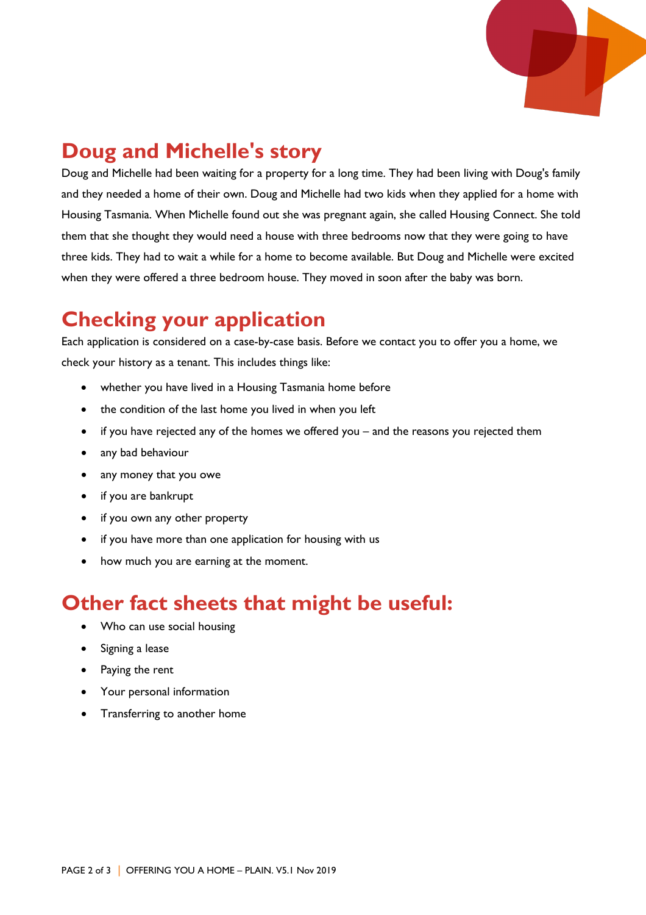## Doug and Michelle's story

Doug and Michelle had been waiting for a property for a long time. They had been living with Doug's family and they needed a home of their own. Doug and Michelle had two kids when they applied for a home with Housing Tasmania. When Michelle found out she was pregnant again, she called Housing Connect. She told them that she thought they would need a house with three bedrooms now that they were going to have three kids. They had to wait a while for a home to become available. But Doug and Michelle were excited when they were offered a three bedroom house. They moved in soon after the baby was born.

## Checking your application

Each application is considered on a case-by-case basis. Before we contact you to offer you a home, we check your history as a tenant. This includes things like:

- whether you have lived in a Housing Tasmania home before
- the condition of the last home you lived in when you left
- if you have rejected any of the homes we offered you – and the reasons you rejected them
- any bad behaviour
- any money that you owe
- if you are bankrupt
- if you own any other property
- if you have more than one application for housing with us
- how much you are earning at the moment.

## Other fact sheets that might be useful:

- Who can use social housing
- Signing a lease
- Paying the rent
- Your personal information
- Transferring to another home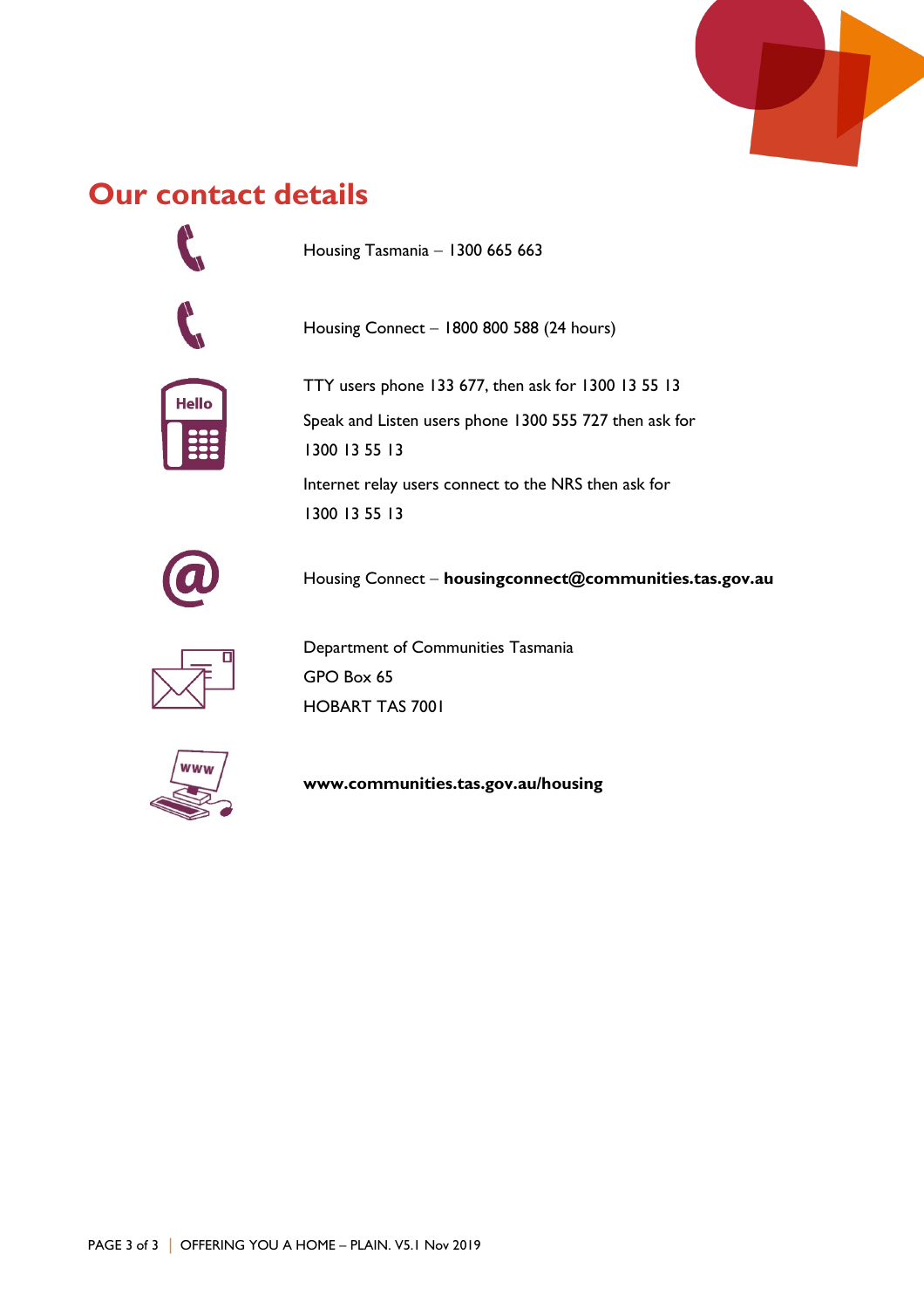# Our contact details

Housing Tasmania – 1300 665 663

Housing Connect – 1800 800 588 (24 hours)

TTY users phone 133 677, then ask for 1300 13 55 13

Speak and Listen users phone 1300 555 727 then ask for 1300 13 55 13

Internet relay users connect to the NRS then ask for 1300 13 55 13

Housing Connect – **housingconnect@communities.tas.gov.au**

Department of Communities Tasmania
GPO Box 65
HOBART TAS 7001

**www.communities.tas.gov.au/housing**